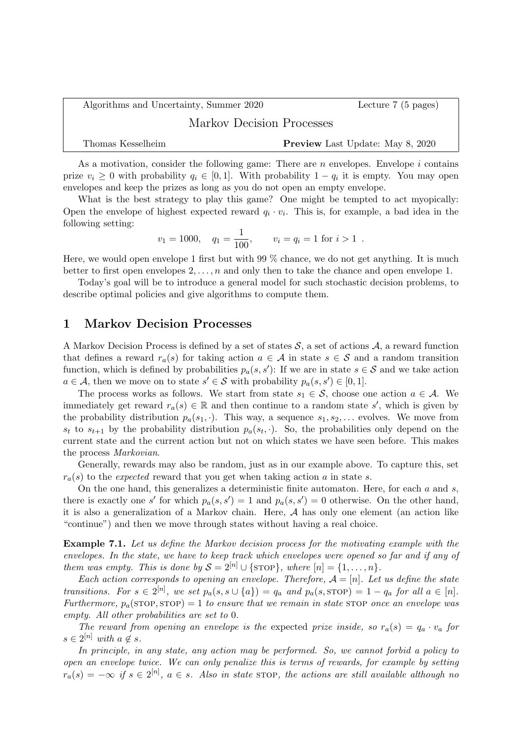| Algorithms and Uncertainty, Summer 2020 | Lecture 7 (5 pages) |
|---|---|

# Markov Decision Processes

Thomas Kesselheim — **Preview** Last Update: May 8, 2020

As a motivation, consider the following game: There are $n$ envelopes. Envelope $i$ contains prize $v_i \geq 0$ with probability $q_i \in [0,1]$. With probability $1 - q_i$ it is empty. You may open envelopes and keep the prizes as long as you do not open an empty envelope.

What is the best strategy to play this game? One might be tempted to act myopically: Open the envelope of highest expected reward $q_i \cdot v_i$. This is, for example, a bad idea in the following setting:

$$v_1 = 1000, \quad q_1 = \frac{1}{100}, \qquad v_i = q_i = 1 \text{ for } i > 1 \enspace .$$

Here, we would open envelope 1 first but with 99 % chance, we do not get anything. It is much better to first open envelopes $2, \ldots, n$ and only then to take the chance and open envelope 1.

Today's goal will be to introduce a general model for such stochastic decision problems, to describe optimal policies and give algorithms to compute them.

## 1 Markov Decision Processes

A Markov Decision Process is defined by a set of states $\mathcal{S}$, a set of actions $\mathcal{A}$, a reward function that defines a reward $r_a(s)$ for taking action $a \in \mathcal{A}$ in state $s \in \mathcal{S}$ and a random transition function, which is defined by probabilities $p_a(s, s')$: If we are in state $s \in \mathcal{S}$ and we take action $a \in \mathcal{A}$, then we move on to state $s' \in \mathcal{S}$ with probability $p_a(s, s') \in [0, 1]$.

The process works as follows. We start from state $s_1 \in \mathcal{S}$, choose one action $a \in \mathcal{A}$. We immediately get reward $r_a(s) \in \mathbb{R}$ and then continue to a random state $s'$, which is given by the probability distribution $p_a(s_1, \cdot)$. This way, a sequence $s_1, s_2, \ldots$ evolves. We move from $s_t$ to $s_{t+1}$ by the probability distribution $p_a(s_t, \cdot)$. So, the probabilities only depend on the current state and the current action but not on which states we have seen before. This makes the process *Markovian*.

Generally, rewards may also be random, just as in our example above. To capture this, set $r_a(s)$ to the *expected* reward that you get when taking action $a$ in state $s$.

On the one hand, this generalizes a deterministic finite automaton. Here, for each $a$ and $s$, there is exactly one $s'$ for which $p_a(s, s') = 1$ and $p_a(s, s') = 0$ otherwise. On the other hand, it is also a generalization of a Markov chain. Here, $\mathcal{A}$ has only one element (an action like "continue") and then we move through states without having a real choice.

**Example 7.1.** *Let us define the Markov decision process for the motivating example with the envelopes. In the state, we have to keep track which envelopes were opened so far and if any of them was empty. This is done by $\mathcal{S} = 2^{[n]} \cup \{\text{STOP}\}$, where $[n] = \{1, \ldots, n\}$.*

*Each action corresponds to opening an envelope. Therefore, $\mathcal{A} = [n]$. Let us define the state transitions. For $s \in 2^{[n]}$, we set $p_a(s, s \cup \{a\}) = q_a$ and $p_a(s, \text{STOP}) = 1 - q_a$ for all $a \in [n]$. Furthermore, $p_a(\text{STOP}, \text{STOP}) = 1$ to ensure that we remain in state STOP once an envelope was empty. All other probabilities are set to 0.*

*The reward from opening an envelope is the* expected *prize inside, so $r_a(s) = q_a \cdot v_a$ for $s \in 2^{[n]}$ with $a \notin s$.*

*In principle, in any state, any action may be performed. So, we cannot forbid a policy to open an envelope twice. We can only penalize this is terms of rewards, for example by setting $r_a(s) = -\infty$ if $s \in 2^{[n]}$, $a \in s$. Also in state STOP, the actions are still available although no*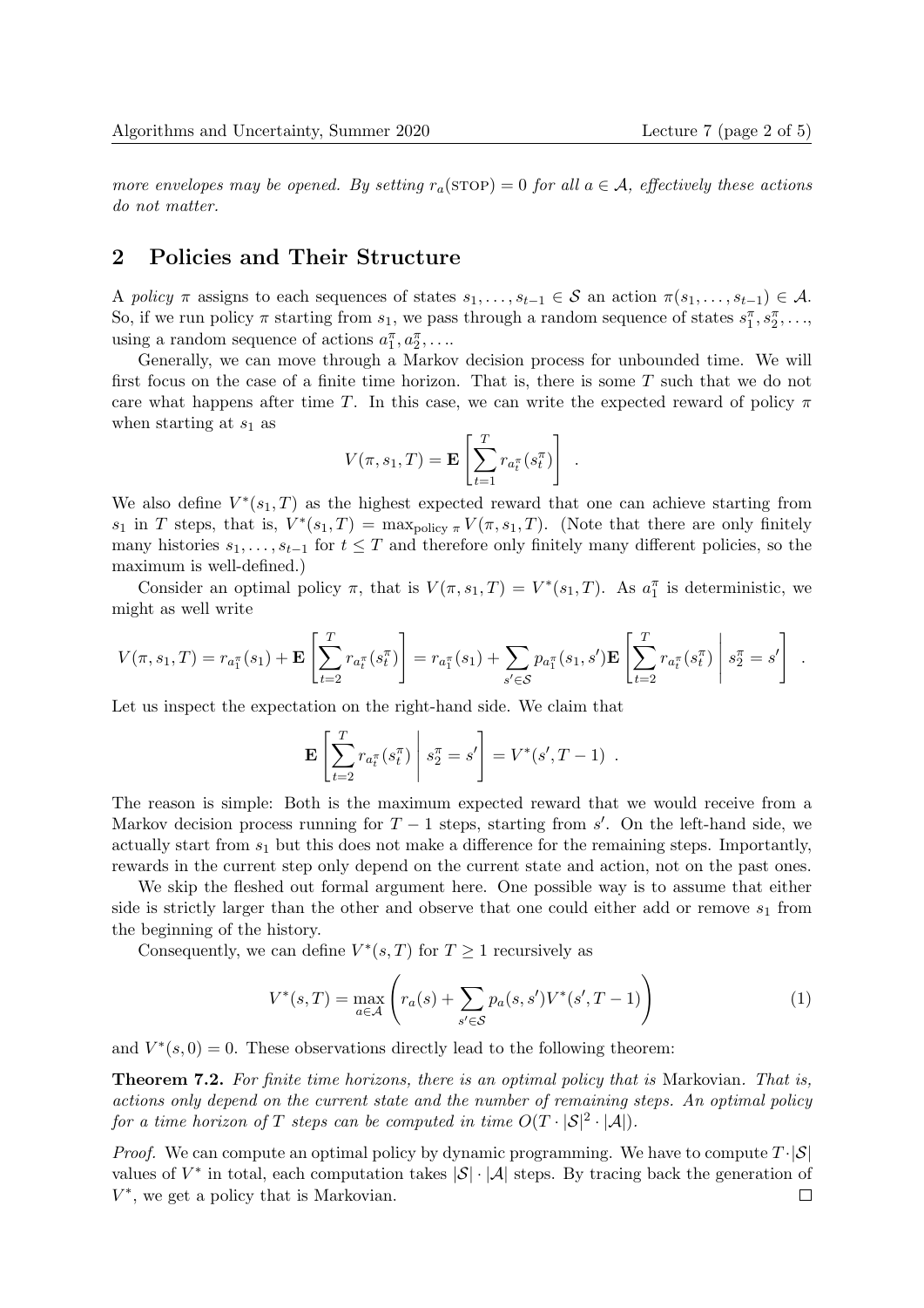*more envelopes may be opened. By setting $r_a(\text{STOP}) = 0$ for all $a \in \mathcal{A}$, effectively these actions do not matter.*

## 2 Policies and Their Structure

A *policy* $\pi$ assigns to each sequences of states $s_1, \ldots, s_{t-1} \in \mathcal{S}$ an action $\pi(s_1, \ldots, s_{t-1}) \in \mathcal{A}$. So, if we run policy $\pi$ starting from $s_1$, we pass through a random sequence of states $s_1^\pi, s_2^\pi, \ldots$, using a random sequence of actions $a_1^\pi, a_2^\pi, \ldots$.

Generally, we can move through a Markov decision process for unbounded time. We will first focus on the case of a finite time horizon. That is, there is some $T$ such that we do not care what happens after time $T$. In this case, we can write the expected reward of policy $\pi$ when starting at $s_1$ as

$$V(\pi, s_1, T) = \mathbf{E}\left[\sum_{t=1}^{T} r_{a_t^\pi}(s_t^\pi)\right] .$$

We also define $V^*(s_1, T)$ as the highest expected reward that one can achieve starting from $s_1$ in $T$ steps, that is, $V^*(s_1, T) = \max_{\text{policy } \pi} V(\pi, s_1, T)$. (Note that there are only finitely many histories $s_1, \ldots, s_{t-1}$ for $t \leq T$ and therefore only finitely many different policies, so the maximum is well-defined.)

Consider an optimal policy $\pi$, that is $V(\pi, s_1, T) = V^*(s_1, T)$. As $a_1^\pi$ is deterministic, we might as well write

$$V(\pi, s_1, T) = r_{a_1^\pi}(s_1) + \mathbf{E}\left[\sum_{t=2}^{T} r_{a_t^\pi}(s_t^\pi)\right] = r_{a_1^\pi}(s_1) + \sum_{s' \in \mathcal{S}} p_{a_1^\pi}(s_1, s') \mathbf{E}\left[\sum_{t=2}^{T} r_{a_t^\pi}(s_t^\pi) \;\middle|\; s_2^\pi = s'\right] .$$

Let us inspect the expectation on the right-hand side. We claim that

$$\mathbf{E}\left[\sum_{t=2}^{T} r_{a_t^\pi}(s_t^\pi) \;\middle|\; s_2^\pi = s'\right] = V^*(s', T-1) .$$

The reason is simple: Both is the maximum expected reward that we would receive from a Markov decision process running for $T-1$ steps, starting from $s'$. On the left-hand side, we actually start from $s_1$ but this does not make a difference for the remaining steps. Importantly, rewards in the current step only depend on the current state and action, not on the past ones.

We skip the fleshed out formal argument here. One possible way is to assume that either side is strictly larger than the other and observe that one could either add or remove $s_1$ from the beginning of the history.

Consequently, we can define $V^*(s, T)$ for $T \geq 1$ recursively as

$$V^*(s, T) = \max_{a \in \mathcal{A}} \left( r_a(s) + \sum_{s' \in \mathcal{S}} p_a(s, s') V^*(s', T-1) \right) \tag{1}$$

and $V^*(s, 0) = 0$. These observations directly lead to the following theorem:

**Theorem 7.2.** *For finite time horizons, there is an optimal policy that is* Markovian. *That is, actions only depend on the current state and the number of remaining steps. An optimal policy for a time horizon of $T$ steps can be computed in time $O(T \cdot |\mathcal{S}|^2 \cdot |\mathcal{A}|)$.*

*Proof.* We can compute an optimal policy by dynamic programming. We have to compute $T \cdot |\mathcal{S}|$ values of $V^*$ in total, each computation takes $|\mathcal{S}| \cdot |\mathcal{A}|$ steps. By tracing back the generation of $V^*$, we get a policy that is Markovian. $\square$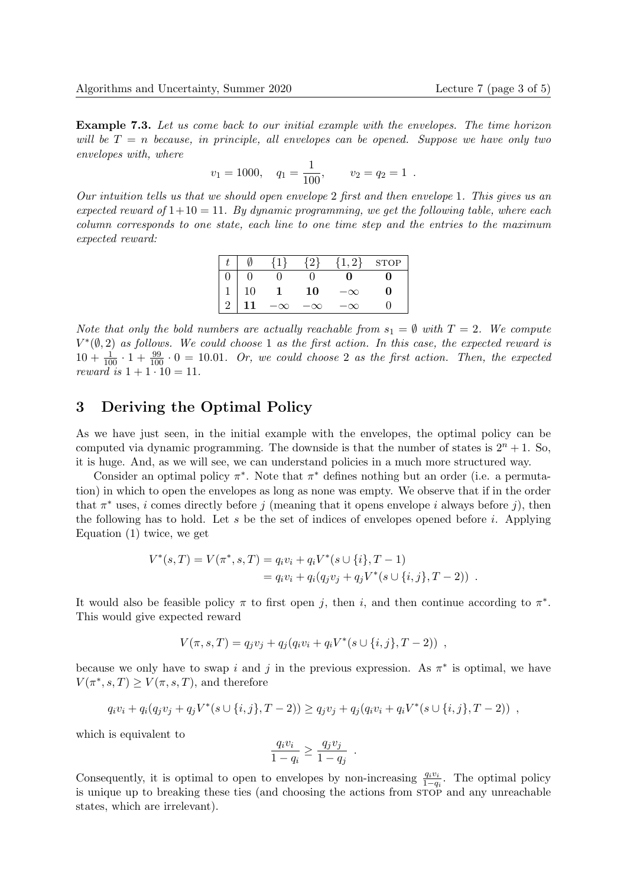**Example 7.3.** *Let us come back to our initial example with the envelopes. The time horizon will be $T = n$ because, in principle, all envelopes can be opened. Suppose we have only two envelopes with, where*

$$v_1 = 1000, \quad q_1 = \frac{1}{100}, \qquad v_2 = q_2 = 1 \ .$$

*Our intuition tells us that we should open envelope 2 first and then envelope 1. This gives us an expected reward of $1 + 10 = 11$. By dynamic programming, we get the following table, where each column corresponds to one state, each line to one time step and the entries to the maximum expected reward:*

| $t$ | $\emptyset$ | $\{1\}$ | $\{2\}$ | $\{1,2\}$ | STOP |
|---|---|---|---|---|---|
| 0 | 0 | 0 | 0 | **0** | **0** |
| 1 | 10 | **1** | **10** | $-\infty$ | **0** |
| 2 | **11** | $-\infty$ | $-\infty$ | $-\infty$ | 0 |

*Note that only the bold numbers are actually reachable from $s_1 = \emptyset$ with $T = 2$. We compute $V^*(\emptyset, 2)$ as follows. We could choose 1 as the first action. In this case, the expected reward is $10 + \frac{1}{100} \cdot 1 + \frac{99}{100} \cdot 0 = 10.01$. Or, we could choose 2 as the first action. Then, the expected reward is $1 + 1 \cdot 10 = 11$.*

## 3 Deriving the Optimal Policy

As we have just seen, in the initial example with the envelopes, the optimal policy can be computed via dynamic programming. The downside is that the number of states is $2^n + 1$. So, it is huge. And, as we will see, we can understand policies in a much more structured way.

Consider an optimal policy $\pi^*$. Note that $\pi^*$ defines nothing but an order (i.e. a permutation) in which to open the envelopes as long as none was empty. We observe that if in the order that $\pi^*$ uses, $i$ comes directly before $j$ (meaning that it opens envelope $i$ always before $j$), then the following has to hold. Let $s$ be the set of indices of envelopes opened before $i$. Applying Equation (1) twice, we get

$$\begin{aligned} V^*(s, T) = V(\pi^*, s, T) &= q_i v_i + q_i V^*(s \cup \{i\}, T - 1) \\ &= q_i v_i + q_i (q_j v_j + q_j V^*(s \cup \{i, j\}, T - 2)) \ . \end{aligned}$$

It would also be feasible policy $\pi$ to first open $j$, then $i$, and then continue according to $\pi^*$. This would give expected reward

$$V(\pi, s, T) = q_j v_j + q_j (q_i v_i + q_i V^*(s \cup \{i, j\}, T - 2)) \ ,$$

because we only have to swap $i$ and $j$ in the previous expression. As $\pi^*$ is optimal, we have $V(\pi^*, s, T) \geq V(\pi, s, T)$, and therefore

$$q_i v_i + q_i (q_j v_j + q_j V^*(s \cup \{i, j\}, T - 2)) \geq q_j v_j + q_j (q_i v_i + q_i V^*(s \cup \{i, j\}, T - 2)) \ ,$$

which is equivalent to

$$\frac{q_i v_i}{1 - q_i} \geq \frac{q_j v_j}{1 - q_j} \ .$$

Consequently, it is optimal to open to envelopes by non-increasing $\frac{q_i v_i}{1 - q_i}$. The optimal policy is unique up to breaking these ties (and choosing the actions from STOP and any unreachable states, which are irrelevant).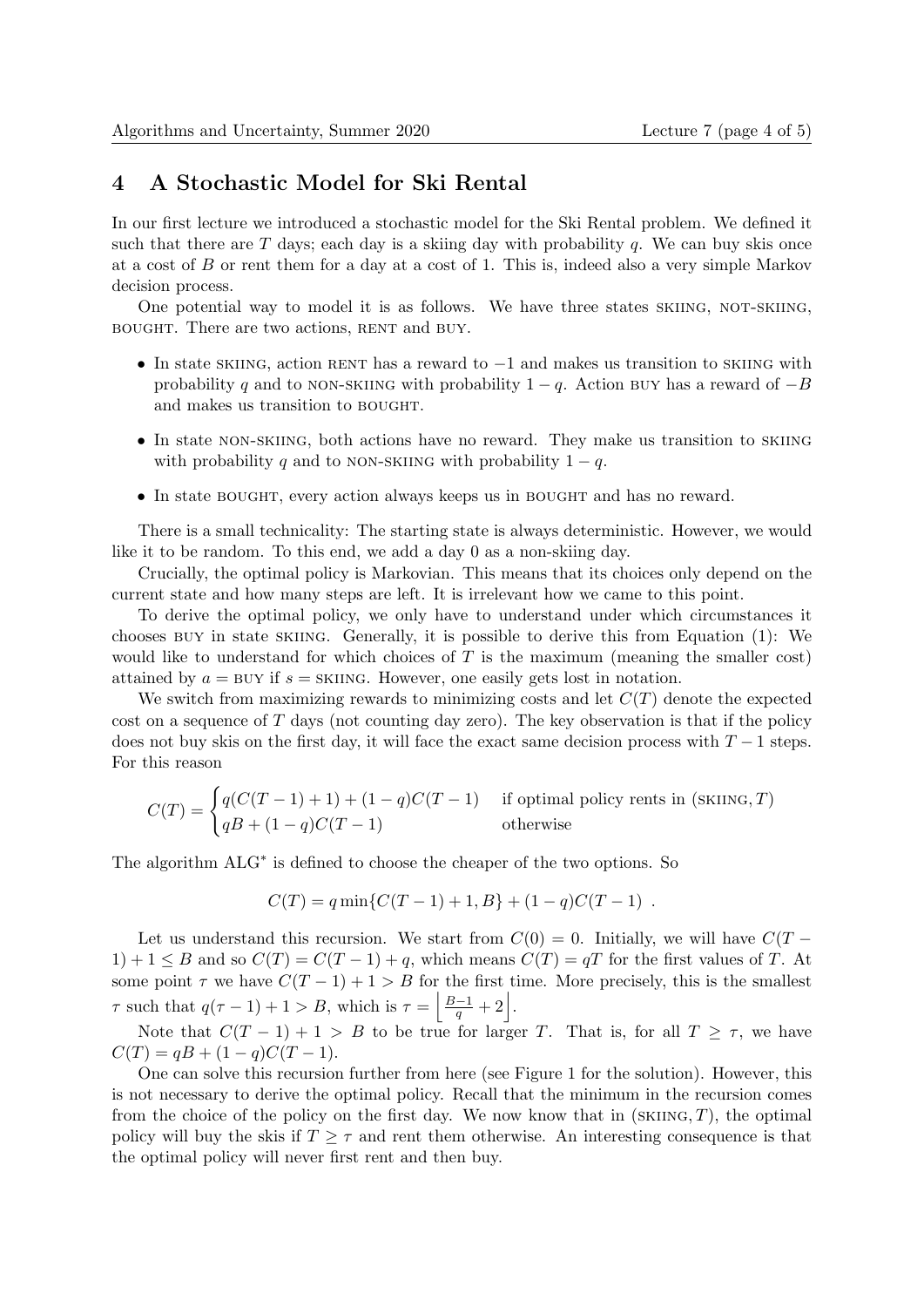## 4 A Stochastic Model for Ski Rental

In our first lecture we introduced a stochastic model for the Ski Rental problem. We defined it such that there are $T$ days; each day is a skiing day with probability $q$. We can buy skis once at a cost of $B$ or rent them for a day at a cost of 1. This is, indeed also a very simple Markov decision process.

One potential way to model it is as follows. We have three states SKIING, NOT-SKIING, BOUGHT. There are two actions, RENT and BUY.

- In state SKIING, action RENT has a reward to $-1$ and makes us transition to SKIING with probability $q$ and to NON-SKIING with probability $1-q$. Action BUY has a reward of $-B$ and makes us transition to BOUGHT.
- In state NON-SKIING, both actions have no reward. They make us transition to SKIING with probability $q$ and to NON-SKIING with probability $1-q$.
- In state BOUGHT, every action always keeps us in BOUGHT and has no reward.

There is a small technicality: The starting state is always deterministic. However, we would like it to be random. To this end, we add a day 0 as a non-skiing day.

Crucially, the optimal policy is Markovian. This means that its choices only depend on the current state and how many steps are left. It is irrelevant how we came to this point.

To derive the optimal policy, we only have to understand under which circumstances it chooses BUY in state SKIING. Generally, it is possible to derive this from Equation (1): We would like to understand for which choices of $T$ is the maximum (meaning the smaller cost) attained by $a = \text{BUY}$ if $s = \text{SKIING}$. However, one easily gets lost in notation.

We switch from maximizing rewards to minimizing costs and let $C(T)$ denote the expected cost on a sequence of $T$ days (not counting day zero). The key observation is that if the policy does not buy skis on the first day, it will face the exact same decision process with $T-1$ steps. For this reason

$$C(T) = \begin{cases} q(C(T-1)+1) + (1-q)C(T-1) & \text{if optimal policy rents in } (\text{SKIING}, T) \\ qB + (1-q)C(T-1) & \text{otherwise} \end{cases}$$

The algorithm $\text{ALG}^*$ is defined to choose the cheaper of the two options. So

$$C(T) = q \min\{C(T-1)+1, B\} + (1-q)C(T-1) \ .$$

Let us understand this recursion. We start from $C(0) = 0$. Initially, we will have $C(T-1)+1 \leq B$ and so $C(T) = C(T-1) + q$, which means $C(T) = qT$ for the first values of $T$. At some point $\tau$ we have $C(T-1)+1 > B$ for the first time. More precisely, this is the smallest $\tau$ such that $q(\tau-1)+1 > B$, which is $\tau = \left\lfloor \frac{B-1}{q} + 2 \right\rfloor$.

Note that $C(T-1)+1 > B$ to be true for larger $T$. That is, for all $T \geq \tau$, we have $C(T) = qB + (1-q)C(T-1)$.

One can solve this recursion further from here (see Figure 1 for the solution). However, this is not necessary to derive the optimal policy. Recall that the minimum in the recursion comes from the choice of the policy on the first day. We now know that in $(\text{SKIING}, T)$, the optimal policy will buy the skis if $T \geq \tau$ and rent them otherwise. An interesting consequence is that the optimal policy will never first rent and then buy.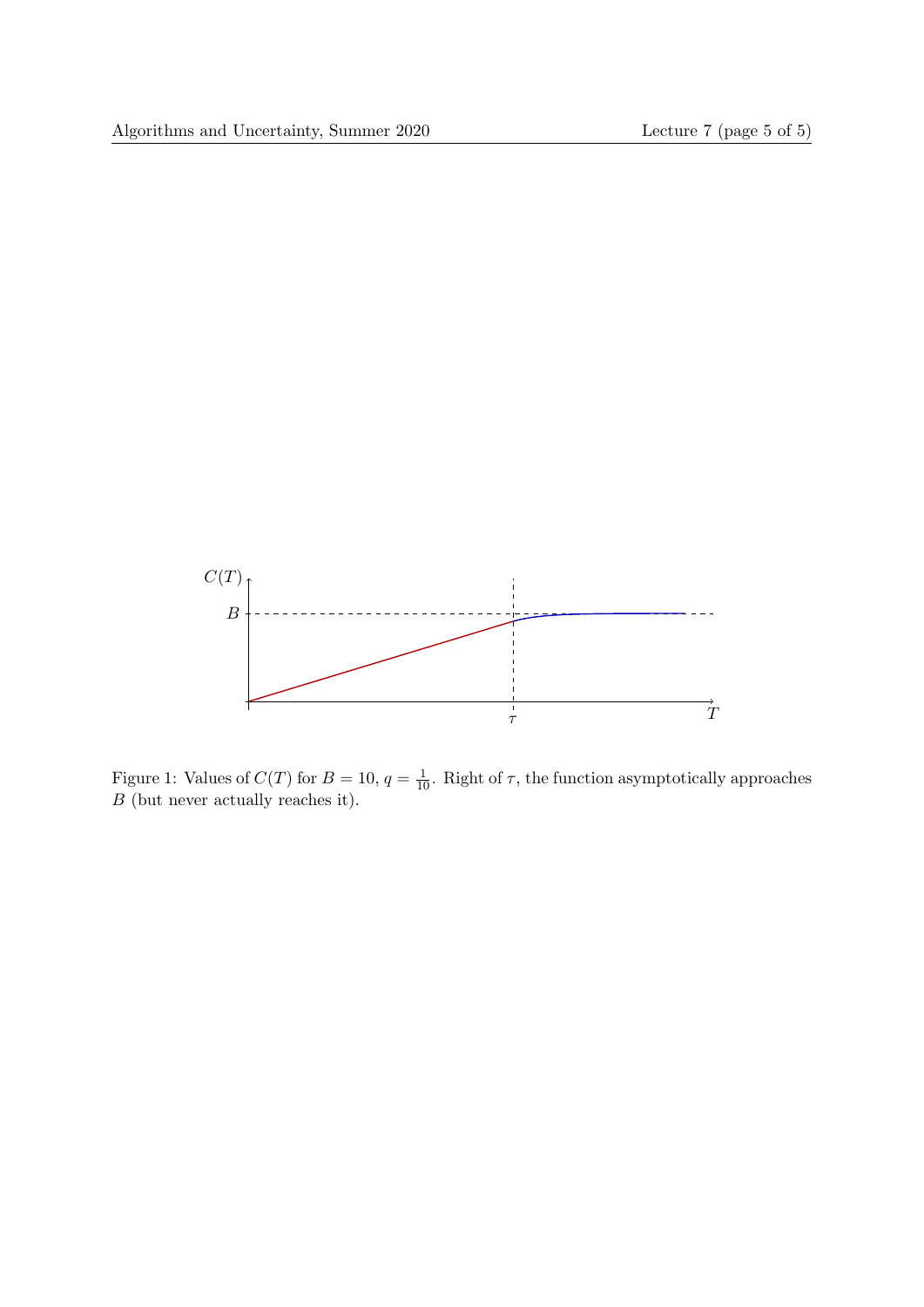$C(T)$

$B$

$\tau$

$T$

Figure 1: Values of $C(T)$ for $B = 10$, $q = \frac{1}{10}$. Right of $\tau$, the function asymptotically approaches $B$ (but never actually reaches it).